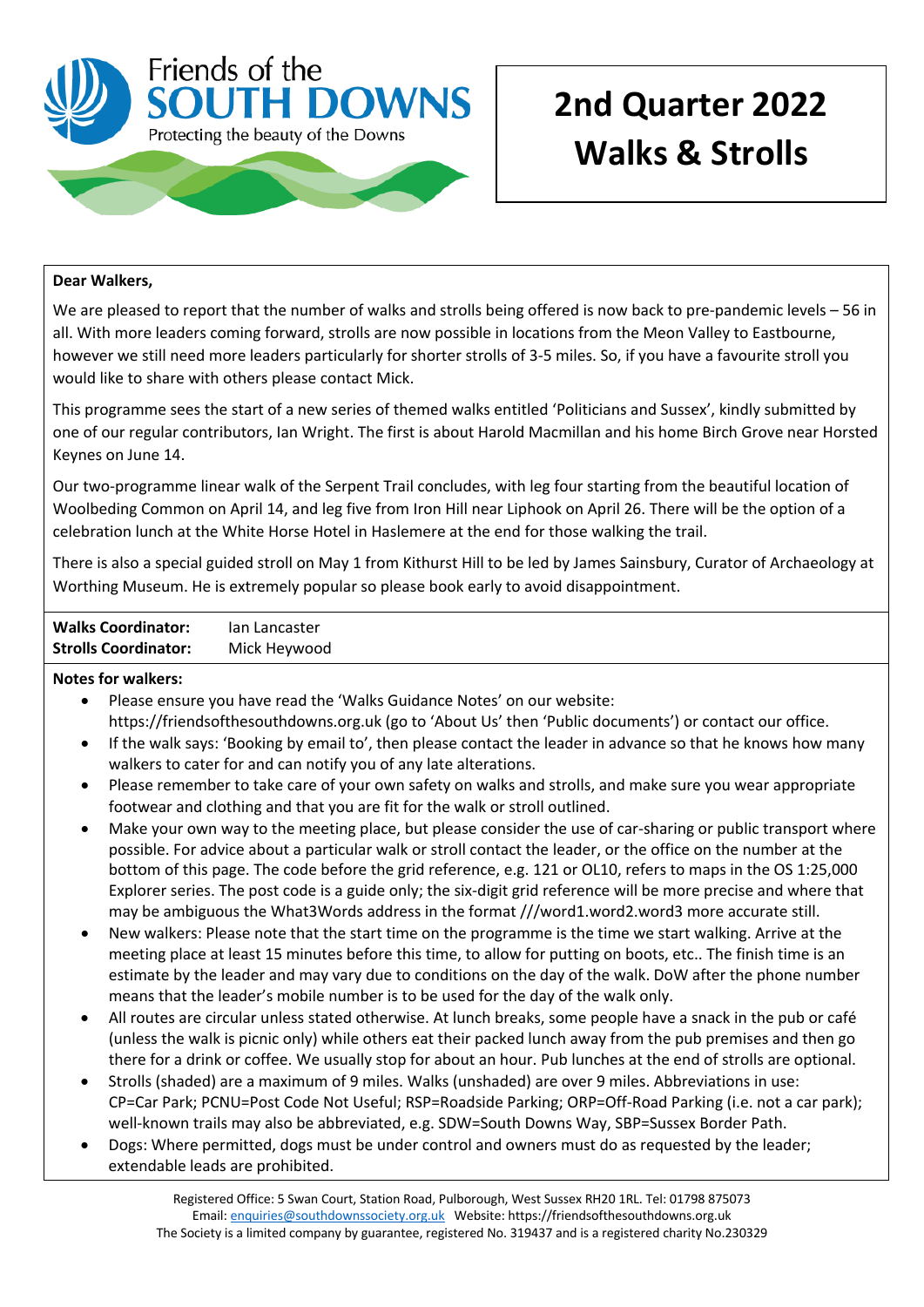Friends of the
**SOUTH DOWNS**
Protecting the beauty of the Downs

# 2nd Quarter 2022 Walks & Strolls

**Dear Walkers,**

We are pleased to report that the number of walks and strolls being offered is now back to pre-pandemic levels – 56 in all. With more leaders coming forward, strolls are now possible in locations from the Meon Valley to Eastbourne, however we still need more leaders particularly for shorter strolls of 3-5 miles. So, if you have a favourite stroll you would like to share with others please contact Mick.

This programme sees the start of a new series of themed walks entitled 'Politicians and Sussex', kindly submitted by one of our regular contributors, Ian Wright. The first is about Harold Macmillan and his home Birch Grove near Horsted Keynes on June 14.

Our two-programme linear walk of the Serpent Trail concludes, with leg four starting from the beautiful location of Woolbeding Common on April 14, and leg five from Iron Hill near Liphook on April 26. There will be the option of a celebration lunch at the White Horse Hotel in Haslemere at the end for those walking the trail.

There is also a special guided stroll on May 1 from Kithurst Hill to be led by James Sainsbury, Curator of Archaeology at Worthing Museum. He is extremely popular so please book early to avoid disappointment.

| | |
|---|---|
| **Walks Coordinator:** | Ian Lancaster |
| **Strolls Coordinator:** | Mick Heywood |

**Notes for walkers:**

- Please ensure you have read the 'Walks Guidance Notes' on our website: https://friendsofthesouthdowns.org.uk (go to 'About Us' then 'Public documents') or contact our office.
- If the walk says: 'Booking by email to', then please contact the leader in advance so that he knows how many walkers to cater for and can notify you of any late alterations.
- Please remember to take care of your own safety on walks and strolls, and make sure you wear appropriate footwear and clothing and that you are fit for the walk or stroll outlined.
- Make your own way to the meeting place, but please consider the use of car-sharing or public transport where possible. For advice about a particular walk or stroll contact the leader, or the office on the number at the bottom of this page. The code before the grid reference, e.g. 121 or OL10, refers to maps in the OS 1:25,000 Explorer series. The post code is a guide only; the six-digit grid reference will be more precise and where that may be ambiguous the What3Words address in the format ///word1.word2.word3 more accurate still.
- New walkers: Please note that the start time on the programme is the time we start walking. Arrive at the meeting place at least 15 minutes before this time, to allow for putting on boots, etc.. The finish time is an estimate by the leader and may vary due to conditions on the day of the walk. DoW after the phone number means that the leader's mobile number is to be used for the day of the walk only.
- All routes are circular unless stated otherwise. At lunch breaks, some people have a snack in the pub or café (unless the walk is picnic only) while others eat their packed lunch away from the pub premises and then go there for a drink or coffee. We usually stop for about an hour. Pub lunches at the end of strolls are optional.
- Strolls (shaded) are a maximum of 9 miles. Walks (unshaded) are over 9 miles. Abbreviations in use: CP=Car Park; PCNU=Post Code Not Useful; RSP=Roadside Parking; ORP=Off-Road Parking (i.e. not a car park); well-known trails may also be abbreviated, e.g. SDW=South Downs Way, SBP=Sussex Border Path.
- Dogs: Where permitted, dogs must be under control and owners must do as requested by the leader; extendable leads are prohibited.

Registered Office: 5 Swan Court, Station Road, Pulborough, West Sussex RH20 1RL. Tel: 01798 875073
Email: enquiries@southdownssociety.org.uk Website: https://friendsofthesouthdowns.org.uk
The Society is a limited company by guarantee, registered No. 319437 and is a registered charity No.230329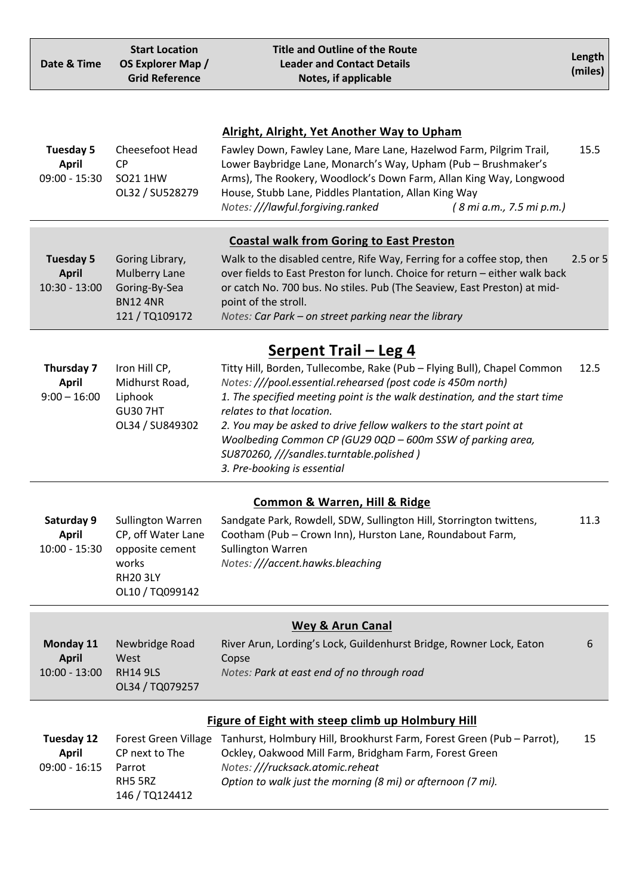| Date & Time | Start Location<br>OS Explorer Map /<br>Grid Reference | Title and Outline of the Route<br>Leader and Contact Details<br>Notes, if applicable | Length (miles) |
|---|---|---|---|
| **Tuesday 5 April**<br>09:00 - 15:30 | Cheesefoot Head CP<br>SO21 1HW<br>OL32 / SU528279 | **Alright, Alright, Yet Another Way to Upham**<br>Fawley Down, Fawley Lane, Mare Lane, Hazelwod Farm, Pilgrim Trail, Lower Baybridge Lane, Monarch's Way, Upham (Pub – Brushmaker's Arms), The Rookery, Woodlock's Down Farm, Allan King Way, Longwood House, Stubb Lane, Piddles Plantation, Allan King Way<br>*Notes: ///lawful.forgiving.ranked ( 8 mi a.m., 7.5 mi p.m.)* | 15.5 |
| **Tuesday 5 April**<br>10:30 - 13:00 | Goring Library, Mulberry Lane<br>Goring-By-Sea<br>BN12 4NR<br>121 / TQ109172 | **Coastal walk from Goring to East Preston**<br>Walk to the disabled centre, Rife Way, Ferring for a coffee stop, then over fields to East Preston for lunch. Choice for return – either walk back or catch No. 700 bus. No stiles. Pub (The Seaview, East Preston) at mid-point of the stroll.<br>*Notes: Car Park – on street parking near the library* | 2.5 or 5 |
| **Thursday 7 April**<br>9:00 – 16:00 | Iron Hill CP, Midhurst Road, Liphook<br>GU30 7HT<br>OL34 / SU849302 | **Serpent Trail – Leg 4**<br>Titty Hill, Borden, Tullecombe, Rake (Pub – Flying Bull), Chapel Common<br>*Notes: ///pool.essential.rehearsed (post code is 450m north)*<br>*1. The specified meeting point is the walk destination, and the start time relates to that location.*<br>*2. You may be asked to drive fellow walkers to the start point at Woolbeding Common CP (GU29 0QD – 600m SSW of parking area, SU870260, ///sandles.turntable.polished )*<br>*3. Pre-booking is essential* | 12.5 |
| **Saturday 9 April**<br>10:00 - 15:30 | Sullington Warren CP, off Water Lane opposite cement works<br>RH20 3LY<br>OL10 / TQ099142 | **Common & Warren, Hill & Ridge**<br>Sandgate Park, Rowdell, SDW, Sullington Hill, Storrington twittens, Cootham (Pub – Crown Inn), Hurston Lane, Roundabout Farm, Sullington Warren<br>*Notes: ///accent.hawks.bleaching* | 11.3 |
| **Monday 11 April**<br>10:00 - 13:00 | Newbridge Road West<br>RH14 9LS<br>OL34 / TQ079257 | **Wey & Arun Canal**<br>River Arun, Lording's Lock, Guildenhurst Bridge, Rowner Lock, Eaton Copse<br>*Notes: Park at east end of no through road* | 6 |
| **Tuesday 12 April**<br>09:00 - 16:15 | Forest Green Village CP next to The Parrot<br>RH5 5RZ<br>146 / TQ124412 | **Figure of Eight with steep climb up Holmbury Hill**<br>Tanhurst, Holmbury Hill, Brookhurst Farm, Forest Green (Pub – Parrot), Ockley, Oakwood Mill Farm, Bridgham Farm, Forest Green<br>*Notes: ///rucksack.atomic.reheat*<br>*Option to walk just the morning (8 mi) or afternoon (7 mi).* | 15 |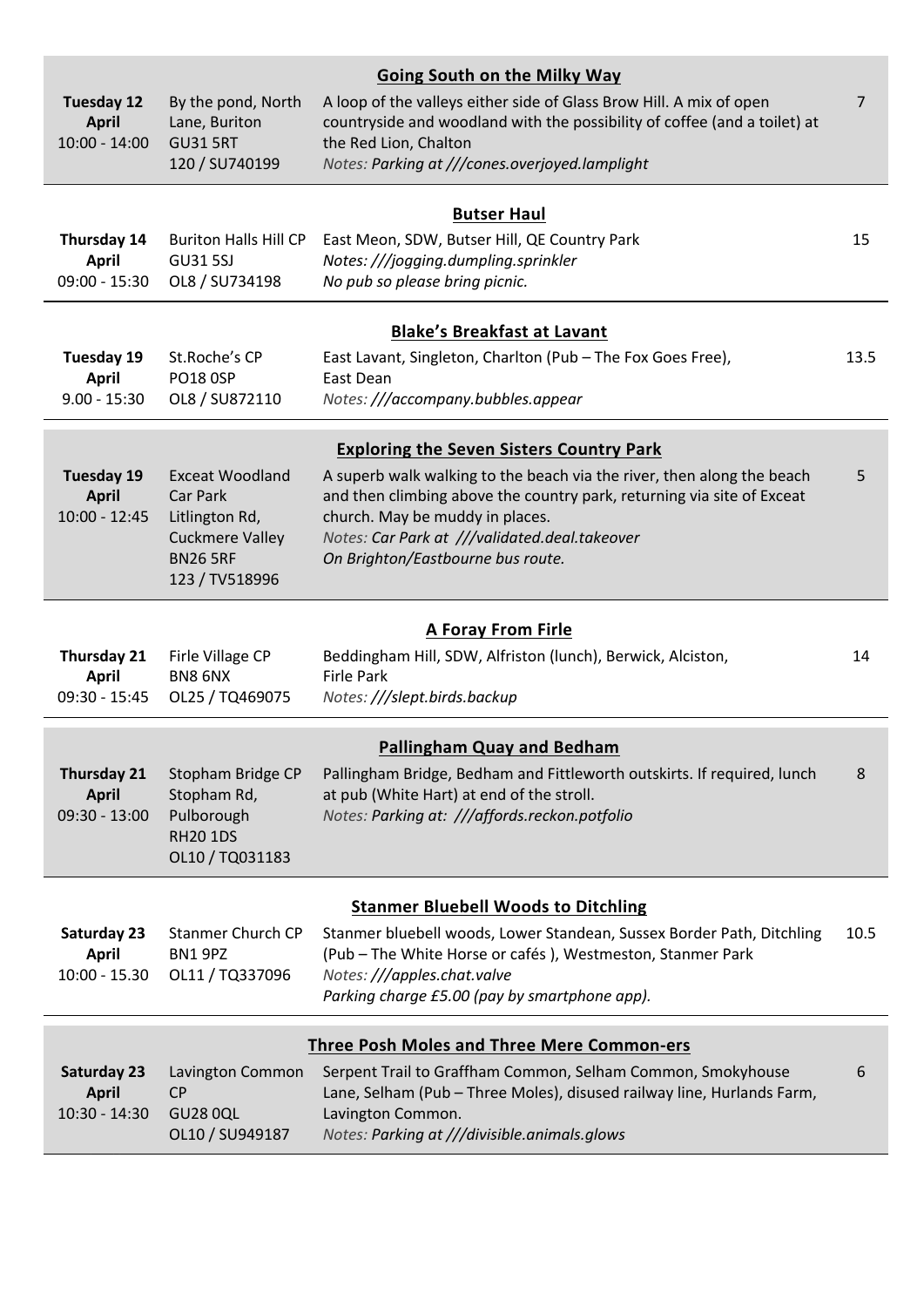| Date / Time | Start | Walk | Miles |
|---|---|---|---|
| **Tuesday 12 April** 10:00 - 14:00 | By the pond, North Lane, Buriton GU31 5RT 120 / SU740199 | **Going South on the Milky Way** A loop of the valleys either side of Glass Brow Hill. A mix of open countryside and woodland with the possibility of coffee (and a toilet) at the Red Lion, Chalton *Notes: Parking at ///cones.overjoyed.lamplight* | 7 |
| **Thursday 14 April** 09:00 - 15:30 | Buriton Halls Hill CP GU31 5SJ OL8 / SU734198 | **Butser Haul** East Meon, SDW, Butser Hill, QE Country Park *Notes: ///jogging.dumpling.sprinkler* *No pub so please bring picnic.* | 15 |
| **Tuesday 19 April** 9.00 - 15:30 | St.Roche's CP PO18 0SP OL8 / SU872110 | **Blake's Breakfast at Lavant** East Lavant, Singleton, Charlton (Pub – The Fox Goes Free), East Dean *Notes: ///accompany.bubbles.appear* | 13.5 |
| **Tuesday 19 April** 10:00 - 12:45 | Exceat Woodland Car Park Litlington Rd, Cuckmere Valley BN26 5RF 123 / TV518996 | **Exploring the Seven Sisters Country Park** A superb walk walking to the beach via the river, then along the beach and then climbing above the country park, returning via site of Exceat church. May be muddy in places. *Notes: Car Park at ///validated.deal.takeover* *On Brighton/Eastbourne bus route.* | 5 |
| **Thursday 21 April** 09:30 - 15:45 | Firle Village CP BN8 6NX OL25 / TQ469075 | **A Foray From Firle** Beddingham Hill, SDW, Alfriston (lunch), Berwick, Alciston, Firle Park *Notes: ///slept.birds.backup* | 14 |
| **Thursday 21 April** 09:30 - 13:00 | Stopham Bridge CP Stopham Rd, Pulborough RH20 1DS OL10 / TQ031183 | **Pallingham Quay and Bedham** Pallingham Bridge, Bedham and Fittleworth outskirts. If required, lunch at pub (White Hart) at end of the stroll. *Notes: Parking at: ///affords.reckon.potfolio* | 8 |
| **Saturday 23 April** 10:00 - 15.30 | Stanmer Church CP BN1 9PZ OL11 / TQ337096 | **Stanmer Bluebell Woods to Ditchling** Stanmer bluebell woods, Lower Standean, Sussex Border Path, Ditchling (Pub – The White Horse or cafés ), Westmeston, Stanmer Park *Notes: ///apples.chat.valve* *Parking charge £5.00 (pay by smartphone app).* | 10.5 |
| **Saturday 23 April** 10:30 - 14:30 | Lavington Common CP GU28 0QL OL10 / SU949187 | **Three Posh Moles and Three Mere Common-ers** Serpent Trail to Graffham Common, Selham Common, Smokyhouse Lane, Selham (Pub – Three Moles), disused railway line, Hurlands Farm, Lavington Common. *Notes: Parking at ///divisible.animals.glows* | 6 |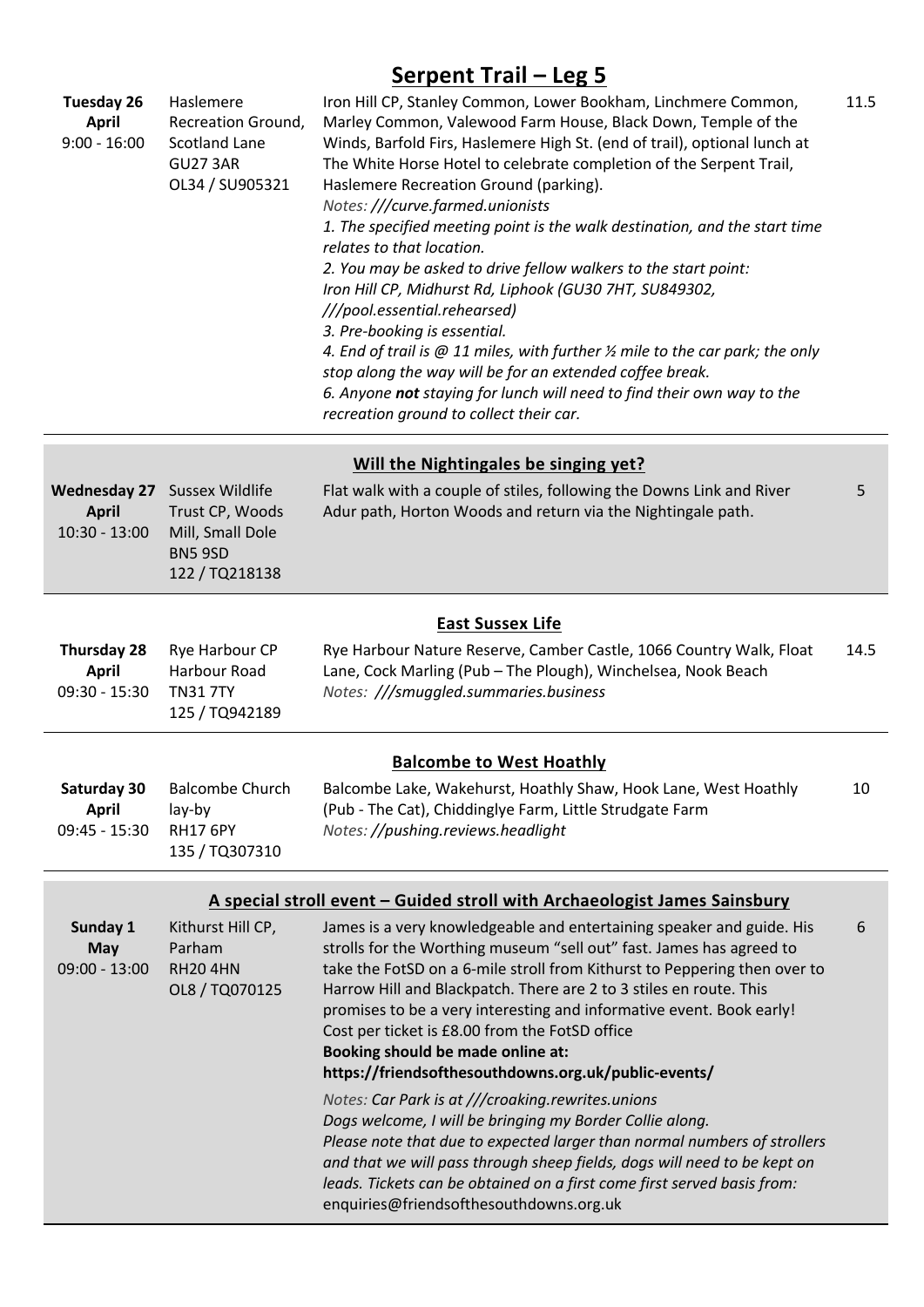## Serpent Trail – Leg 5

| | | | |
|---|---|---|---|
| **Tuesday 26 April** 9:00 - 16:00 | Haslemere Recreation Ground, Scotland Lane GU27 3AR OL34 / SU905321 | Iron Hill CP, Stanley Common, Lower Bookham, Linchmere Common, Marley Common, Valewood Farm House, Black Down, Temple of the Winds, Barfold Firs, Haslemere High St. (end of trail), optional lunch at The White Horse Hotel to celebrate completion of the Serpent Trail, Haslemere Recreation Ground (parking).<br>*Notes: ///curve.farmed.unionists*<br>*1. The specified meeting point is the walk destination, and the start time relates to that location.*<br>*2. You may be asked to drive fellow walkers to the start point: Iron Hill CP, Midhurst Rd, Liphook (GU30 7HT, SU849302, ///pool.essential.rehearsed)*<br>*3. Pre-booking is essential.*<br>*4. End of trail is @ 11 miles, with further ½ mile to the car park; the only stop along the way will be for an extended coffee break.*<br>*6. Anyone **not** staying for lunch will need to find their own way to the recreation ground to collect their car.* | 11.5 |

## Will the Nightingales be singing yet?

| | | | |
|---|---|---|---|
| **Wednesday 27 April** 10:30 - 13:00 | Sussex Wildlife Trust CP, Woods Mill, Small Dole BN5 9SD 122 / TQ218138 | Flat walk with a couple of stiles, following the Downs Link and River Adur path, Horton Woods and return via the Nightingale path. | 5 |

## East Sussex Life

| | | | |
|---|---|---|---|
| **Thursday 28 April** 09:30 - 15:30 | Rye Harbour CP Harbour Road TN31 7TY 125 / TQ942189 | Rye Harbour Nature Reserve, Camber Castle, 1066 Country Walk, Float Lane, Cock Marling (Pub – The Plough), Winchelsea, Nook Beach<br>*Notes: ///smuggled.summaries.business* | 14.5 |

## Balcombe to West Hoathly

| | | | |
|---|---|---|---|
| **Saturday 30 April** 09:45 - 15:30 | Balcombe Church lay-by RH17 6PY 135 / TQ307310 | Balcombe Lake, Wakehurst, Hoathly Shaw, Hook Lane, West Hoathly (Pub - The Cat), Chiddinglye Farm, Little Strudgate Farm<br>*Notes: //pushing.reviews.headlight* | 10 |

## A special stroll event – Guided stroll with Archaeologist James Sainsbury

| | | | |
|---|---|---|---|
| **Sunday 1 May** 09:00 - 13:00 | Kithurst Hill CP, Parham RH20 4HN OL8 / TQ070125 | James is a very knowledgeable and entertaining speaker and guide. His strolls for the Worthing museum "sell out" fast. James has agreed to take the FotSD on a 6-mile stroll from Kithurst to Peppering then over to Harrow Hill and Blackpatch. There are 2 to 3 stiles en route. This promises to be a very interesting and informative event. Book early! Cost per ticket is £8.00 from the FotSD office<br>**Booking should be made online at: https://friendsofthesouthdowns.org.uk/public-events/**<br>*Notes: Car Park is at ///croaking.rewrites.unions*<br>*Dogs welcome, I will be bringing my Border Collie along.*<br>*Please note that due to expected larger than normal numbers of strollers and that we will pass through sheep fields, dogs will need to be kept on leads. Tickets can be obtained on a first come first served basis from:* enquiries@friendsofthesouthdowns.org.uk | 6 |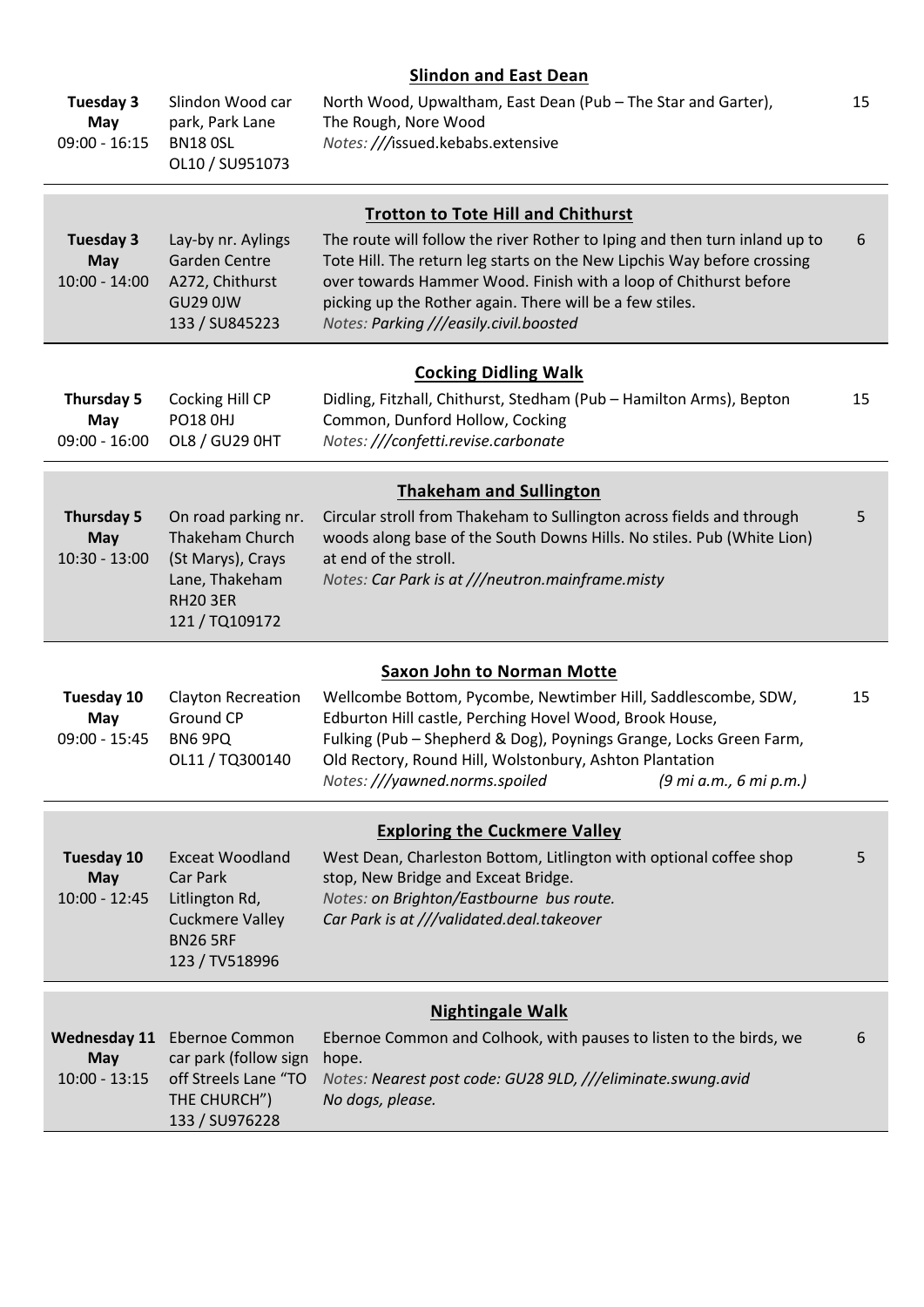### Slindon and East Dean

| | | | |
|---|---|---|---|
| **Tuesday 3 May** 09:00 - 16:15 | Slindon Wood car park, Park Lane BN18 0SL OL10 / SU951073 | North Wood, Upwaltham, East Dean (Pub – The Star and Garter), The Rough, Nore Wood *Notes: ///*issued.kebabs.extensive | 15 |

### Trotton to Tote Hill and Chithurst

| | | | |
|---|---|---|---|
| **Tuesday 3 May** 10:00 - 14:00 | Lay-by nr. Aylings Garden Centre A272, Chithurst GU29 0JW 133 / SU845223 | The route will follow the river Rother to Iping and then turn inland up to Tote Hill. The return leg starts on the New Lipchis Way before crossing over towards Hammer Wood. Finish with a loop of Chithurst before picking up the Rother again. There will be a few stiles. *Notes: Parking ///easily.civil.boosted* | 6 |

### Cocking Didling Walk

| | | | |
|---|---|---|---|
| **Thursday 5 May** 09:00 - 16:00 | Cocking Hill CP PO18 0HJ OL8 / GU29 0HT | Didling, Fitzhall, Chithurst, Stedham (Pub – Hamilton Arms), Bepton Common, Dunford Hollow, Cocking *Notes: ///confetti.revise.carbonate* | 15 |

### Thakeham and Sullington

| | | | |
|---|---|---|---|
| **Thursday 5 May** 10:30 - 13:00 | On road parking nr. Thakeham Church (St Marys), Crays Lane, Thakeham RH20 3ER 121 / TQ109172 | Circular stroll from Thakeham to Sullington across fields and through woods along base of the South Downs Hills. No stiles. Pub (White Lion) at end of the stroll. *Notes: Car Park is at ///neutron.mainframe.misty* | 5 |

### Saxon John to Norman Motte

| | | | |
|---|---|---|---|
| **Tuesday 10 May** 09:00 - 15:45 | Clayton Recreation Ground CP BN6 9PQ OL11 / TQ300140 | Wellcombe Bottom, Pycombe, Newtimber Hill, Saddlescombe, SDW, Edburton Hill castle, Perching Hovel Wood, Brook House, Fulking (Pub – Shepherd & Dog), Poynings Grange, Locks Green Farm, Old Rectory, Round Hill, Wolstonbury, Ashton Plantation *Notes: ///yawned.norms.spoiled* *(9 mi a.m., 6 mi p.m.)* | 15 |

### Exploring the Cuckmere Valley

| | | | |
|---|---|---|---|
| **Tuesday 10 May** 10:00 - 12:45 | Exceat Woodland Car Park Litlington Rd, Cuckmere Valley BN26 5RF 123 / TV518996 | West Dean, Charleston Bottom, Litlington with optional coffee shop stop, New Bridge and Exceat Bridge. *Notes: on Brighton/Eastbourne bus route. Car Park is at ///validated.deal.takeover* | 5 |

### Nightingale Walk

| | | | |
|---|---|---|---|
| **Wednesday 11 May** 10:00 - 13:15 | Ebernoe Common car park (follow sign off Streels Lane "TO THE CHURCH") 133 / SU976228 | Ebernoe Common and Colhook, with pauses to listen to the birds, we hope. *Notes: Nearest post code: GU28 9LD, ///eliminate.swung.avid No dogs, please.* | 6 |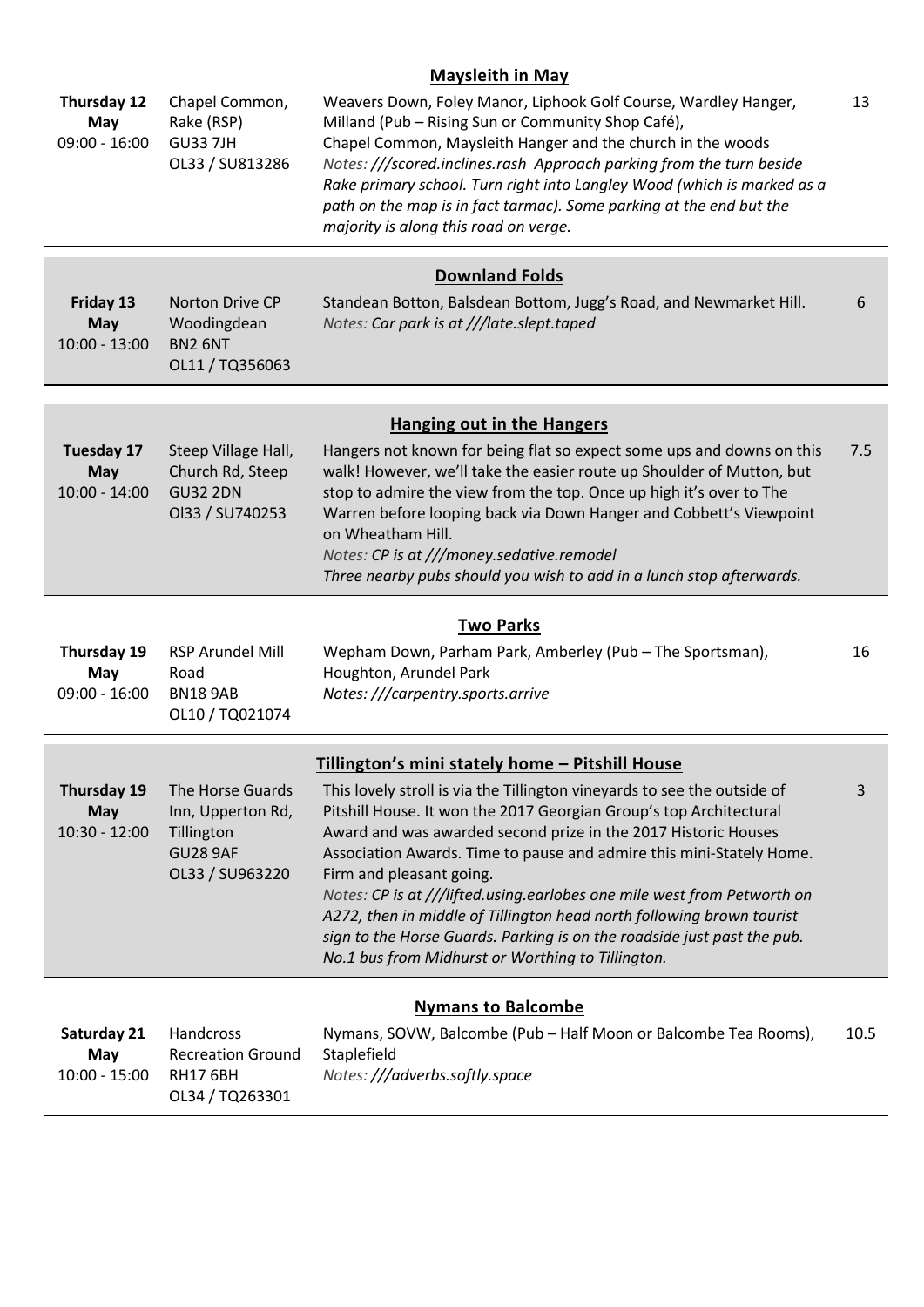| Date / Time | Start | Walk | Miles |
| --- | --- | --- | --- |
| | | **Maysleith in May** | |
| **Thursday 12 May** 09:00 - 16:00 | Chapel Common, Rake (RSP) GU33 7JH OL33 / SU813286 | Weavers Down, Foley Manor, Liphook Golf Course, Wardley Hanger, Milland (Pub – Rising Sun or Community Shop Café), Chapel Common, Maysleith Hanger and the church in the woods *Notes: ///scored.inclines.rash Approach parking from the turn beside Rake primary school. Turn right into Langley Wood (which is marked as a path on the map is in fact tarmac). Some parking at the end but the majority is along this road on verge.* | 13 |
| | | **Downland Folds** | |
| **Friday 13 May** 10:00 - 13:00 | Norton Drive CP Woodingdean BN2 6NT OL11 / TQ356063 | Standean Botton, Balsdean Bottom, Jugg's Road, and Newmarket Hill. *Notes: Car park is at ///late.slept.taped* | 6 |
| | | **Hanging out in the Hangers** | |
| **Tuesday 17 May** 10:00 - 14:00 | Steep Village Hall, Church Rd, Steep GU32 2DN Ol33 / SU740253 | Hangers not known for being flat so expect some ups and downs on this walk! However, we'll take the easier route up Shoulder of Mutton, but stop to admire the view from the top. Once up high it's over to The Warren before looping back via Down Hanger and Cobbett's Viewpoint on Wheatham Hill. *Notes: CP is at ///money.sedative.remodel Three nearby pubs should you wish to add in a lunch stop afterwards.* | 7.5 |
| | | **Two Parks** | |
| **Thursday 19 May** 09:00 - 16:00 | RSP Arundel Mill Road BN18 9AB OL10 / TQ021074 | Wepham Down, Parham Park, Amberley (Pub – The Sportsman), Houghton, Arundel Park *Notes: ///carpentry.sports.arrive* | 16 |
| | | **Tillington's mini stately home – Pitshill House** | |
| **Thursday 19 May** 10:30 - 12:00 | The Horse Guards Inn, Upperton Rd, Tillington GU28 9AF OL33 / SU963220 | This lovely stroll is via the Tillington vineyards to see the outside of Pitshill House. It won the 2017 Georgian Group's top Architectural Award and was awarded second prize in the 2017 Historic Houses Association Awards. Time to pause and admire this mini-Stately Home. Firm and pleasant going. *Notes: CP is at ///lifted.using.earlobes one mile west from Petworth on A272, then in middle of Tillington head north following brown tourist sign to the Horse Guards. Parking is on the roadside just past the pub. No.1 bus from Midhurst or Worthing to Tillington.* | 3 |
| | | **Nymans to Balcombe** | |
| **Saturday 21 May** 10:00 - 15:00 | Handcross Recreation Ground RH17 6BH OL34 / TQ263301 | Nymans, SOVW, Balcombe (Pub – Half Moon or Balcombe Tea Rooms), Staplefield *Notes: ///adverbs.softly.space* | 10.5 |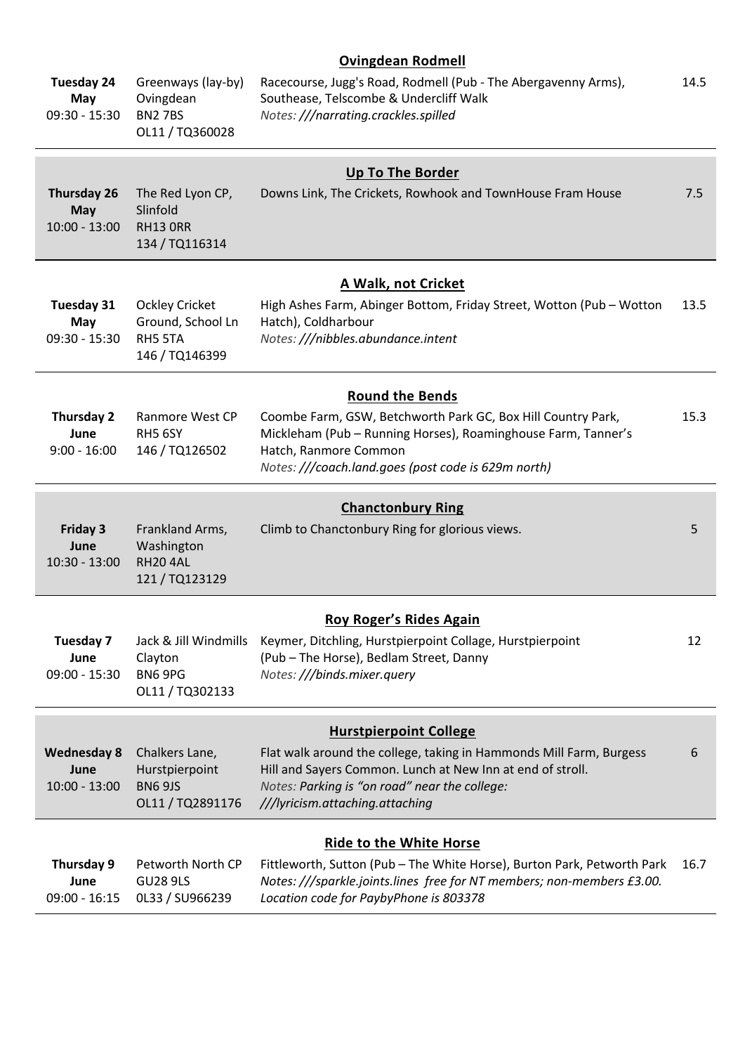| Date | Start | Route | Miles |
|---|---|---|---|
| | | **Ovingdean Rodmell** | |
| **Tuesday 24 May** 09:30 - 15:30 | Greenways (lay-by) Ovingdean BN2 7BS OL11 / TQ360028 | Racecourse, Jugg's Road, Rodmell (Pub - The Abergavenny Arms), Southease, Telscombe & Undercliff Walk *Notes: ///narrating.crackles.spilled* | 14.5 |
| | | **Up To The Border** | |
| **Thursday 26 May** 10:00 - 13:00 | The Red Lyon CP, Slinfold RH13 0RR 134 / TQ116314 | Downs Link, The Crickets, Rowhook and TownHouse Fram House | 7.5 |
| | | **A Walk, not Cricket** | |
| **Tuesday 31 May** 09:30 - 15:30 | Ockley Cricket Ground, School Ln RH5 5TA 146 / TQ146399 | High Ashes Farm, Abinger Bottom, Friday Street, Wotton (Pub – Wotton Hatch), Coldharbour *Notes: ///nibbles.abundance.intent* | 13.5 |
| | | **Round the Bends** | |
| **Thursday 2 June** 9:00 - 16:00 | Ranmore West CP RH5 6SY 146 / TQ126502 | Coombe Farm, GSW, Betchworth Park GC, Box Hill Country Park, Mickleham (Pub – Running Horses), Roaminghouse Farm, Tanner's Hatch, Ranmore Common *Notes: ///coach.land.goes (post code is 629m north)* | 15.3 |
| | | **Chanctonbury Ring** | |
| **Friday 3 June** 10:30 - 13:00 | Frankland Arms, Washington RH20 4AL 121 / TQ123129 | Climb to Chanctonbury Ring for glorious views. | 5 |
| | | **Roy Roger's Rides Again** | |
| **Tuesday 7 June** 09:00 - 15:30 | Jack & Jill Windmills Clayton BN6 9PG OL11 / TQ302133 | Keymer, Ditchling, Hurstpierpoint Collage, Hurstpierpoint (Pub – The Horse), Bedlam Street, Danny *Notes: ///binds.mixer.query* | 12 |
| | | **Hurstpierpoint College** | |
| **Wednesday 8 June** 10:00 - 13:00 | Chalkers Lane, Hurstpierpoint BN6 9JS OL11 / TQ2891176 | Flat walk around the college, taking in Hammonds Mill Farm, Burgess Hill and Sayers Common. Lunch at New Inn at end of stroll. *Notes: Parking is "on road" near the college: ///lyricism.attaching.attaching* | 6 |
| | | **Ride to the White Horse** | |
| **Thursday 9 June** 09:00 - 16:15 | Petworth North CP GU28 9LS 0L33 / SU966239 | Fittleworth, Sutton (Pub – The White Horse), Burton Park, Petworth Park *Notes: ///sparkle.joints.lines free for NT members; non-members £3.00. Location code for PaybyPhone is 803378* | 16.7 |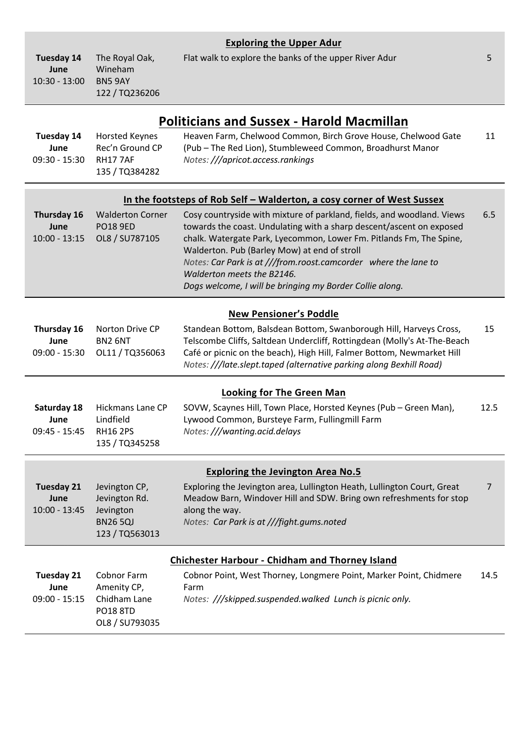### Exploring the Upper Adur

| | | | |
|---|---|---|---|
| **Tuesday 14 June** 10:30 - 13:00 | The Royal Oak, Wineham BN5 9AY 122 / TQ236206 | Flat walk to explore the banks of the upper River Adur | 5 |

## Politicians and Sussex - Harold Macmillan

| | | | |
|---|---|---|---|
| **Tuesday 14 June** 09:30 - 15:30 | Horsted Keynes Rec'n Ground CP RH17 7AF 135 / TQ384282 | Heaven Farm, Chelwood Common, Birch Grove House, Chelwood Gate (Pub – The Red Lion), Stumbleweed Common, Broadhurst Manor *Notes: ///apricot.access.rankings* | 11 |

### In the footsteps of Rob Self – Walderton, a cosy corner of West Sussex

| | | | |
|---|---|---|---|
| **Thursday 16 June** 10:00 - 13:15 | Walderton Corner PO18 9ED OL8 / SU787105 | Cosy countryside with mixture of parkland, fields, and woodland. Views towards the coast. Undulating with a sharp descent/ascent on exposed chalk. Watergate Park, Lyecommon, Lower Fm. Pitlands Fm, The Spine, Walderton. Pub (Barley Mow) at end of stroll *Notes: Car Park is at ///from.roost.camcorder where the lane to Walderton meets the B2146. Dogs welcome, I will be bringing my Border Collie along.* | 6.5 |

### New Pensioner's Poddle

| | | | |
|---|---|---|---|
| **Thursday 16 June** 09:00 - 15:30 | Norton Drive CP BN2 6NT OL11 / TQ356063 | Standean Bottom, Balsdean Bottom, Swanborough Hill, Harveys Cross, Telscombe Cliffs, Saltdean Undercliff, Rottingdean (Molly's At-The-Beach Café or picnic on the beach), High Hill, Falmer Bottom, Newmarket Hill *Notes: ///late.slept.taped (alternative parking along Bexhill Road)* | 15 |

### Looking for The Green Man

| | | | |
|---|---|---|---|
| **Saturday 18 June** 09:45 - 15:45 | Hickmans Lane CP Lindfield RH16 2PS 135 / TQ345258 | SOVW, Scaynes Hill, Town Place, Horsted Keynes (Pub – Green Man), Lywood Common, Bursteye Farm, Fullingmill Farm *Notes: ///wanting.acid.delays* | 12.5 |

### Exploring the Jevington Area No.5

| | | | |
|---|---|---|---|
| **Tuesday 21 June** 10:00 - 13:45 | Jevington CP, Jevington Rd. Jevington BN26 5QJ 123 / TQ563013 | Exploring the Jevington area, Lullington Heath, Lullington Court, Great Meadow Barn, Windover Hill and SDW. Bring own refreshments for stop along the way. *Notes: Car Park is at ///fight.gums.noted* | 7 |

### Chichester Harbour - Chidham and Thorney Island

| | | | |
|---|---|---|---|
| **Tuesday 21 June** 09:00 - 15:15 | Cobnor Farm Amenity CP, Chidham Lane PO18 8TD OL8 / SU793035 | Cobnor Point, West Thorney, Longmere Point, Marker Point, Chidmere Farm *Notes: ///skipped.suspended.walked Lunch is picnic only.* | 14.5 |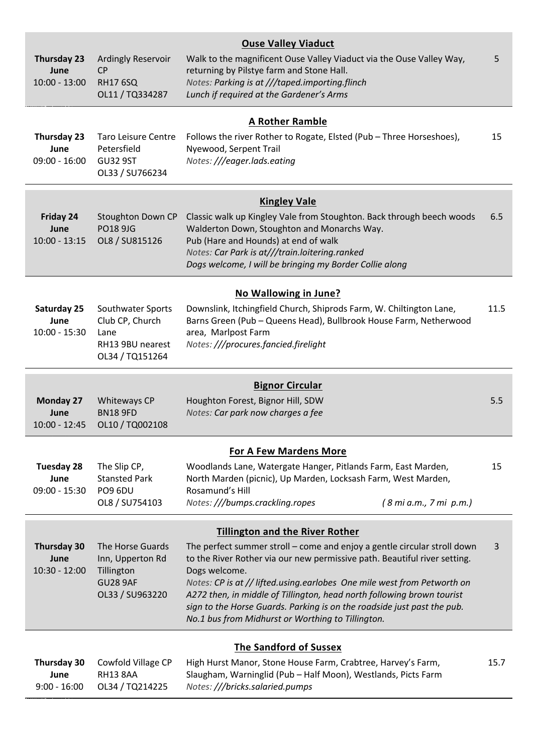| | | | |
|---|---|---|---|
| | | **Ouse Valley Viaduct** | |
| **Thursday 23 June** 10:00 - 13:00 | Ardingly Reservoir CP RH17 6SQ OL11 / TQ334287 | Walk to the magnificent Ouse Valley Viaduct via the Ouse Valley Way, returning by Pilstye farm and Stone Hall. *Notes: Parking is at ///taped.importing.flinch* *Lunch if required at the Gardener's Arms* | 5 |
| | | **A Rother Ramble** | |
| **Thursday 23 June** 09:00 - 16:00 | Taro Leisure Centre Petersfield GU32 9ST OL33 / SU766234 | Follows the river Rother to Rogate, Elsted (Pub – Three Horseshoes), Nyewood, Serpent Trail *Notes: ///eager.lads.eating* | 15 |
| | | **Kingley Vale** | |
| **Friday 24 June** 10:00 - 13:15 | Stoughton Down CP PO18 9JG OL8 / SU815126 | Classic walk up Kingley Vale from Stoughton. Back through beech woods Walderton Down, Stoughton and Monarchs Way. Pub (Hare and Hounds) at end of walk *Notes: Car Park is at///train.loitering.ranked* *Dogs welcome, I will be bringing my Border Collie along* | 6.5 |
| | | **No Wallowing in June?** | |
| **Saturday 25 June** 10:00 - 15:30 | Southwater Sports Club CP, Church Lane RH13 9BU nearest OL34 / TQ151264 | Downslink, Itchingfield Church, Shiprods Farm, W. Chiltington Lane, Barns Green (Pub – Queens Head), Bullbrook House Farm, Netherwood area, Marlpost Farm *Notes: ///procures.fancied.firelight* | 11.5 |
| | | **Bignor Circular** | |
| **Monday 27 June** 10:00 - 12:45 | Whiteways CP BN18 9FD OL10 / TQ002108 | Houghton Forest, Bignor Hill, SDW *Notes: Car park now charges a fee* | 5.5 |
| | | **For A Few Mardens More** | |
| **Tuesday 28 June** 09:00 - 15:30 | The Slip CP, Stansted Park PO9 6DU OL8 / SU754103 | Woodlands Lane, Watergate Hanger, Pitlands Farm, East Marden, North Marden (picnic), Up Marden, Locksash Farm, West Marden, Rosamund's Hill *Notes: ///bumps.crackling.ropes* *( 8 mi a.m., 7 mi p.m.)* | 15 |
| | | **Tillington and the River Rother** | |
| **Thursday 30 June** 10:30 - 12:00 | The Horse Guards Inn, Upperton Rd Tillington GU28 9AF OL33 / SU963220 | The perfect summer stroll – come and enjoy a gentle circular stroll down to the River Rother via our new permissive path. Beautiful river setting. Dogs welcome. *Notes: CP is at // lifted.using.earlobes One mile west from Petworth on A272 then, in middle of Tillington, head north following brown tourist sign to the Horse Guards. Parking is on the roadside just past the pub. No.1 bus from Midhurst or Worthing to Tillington.* | 3 |
| | | **The Sandford of Sussex** | |
| **Thursday 30 June** 9:00 - 16:00 | Cowfold Village CP RH13 8AA OL34 / TQ214225 | High Hurst Manor, Stone House Farm, Crabtree, Harvey's Farm, Slaugham, Warninglid (Pub – Half Moon), Westlands, Picts Farm *Notes: ///bricks.salaried.pumps* | 15.7 |